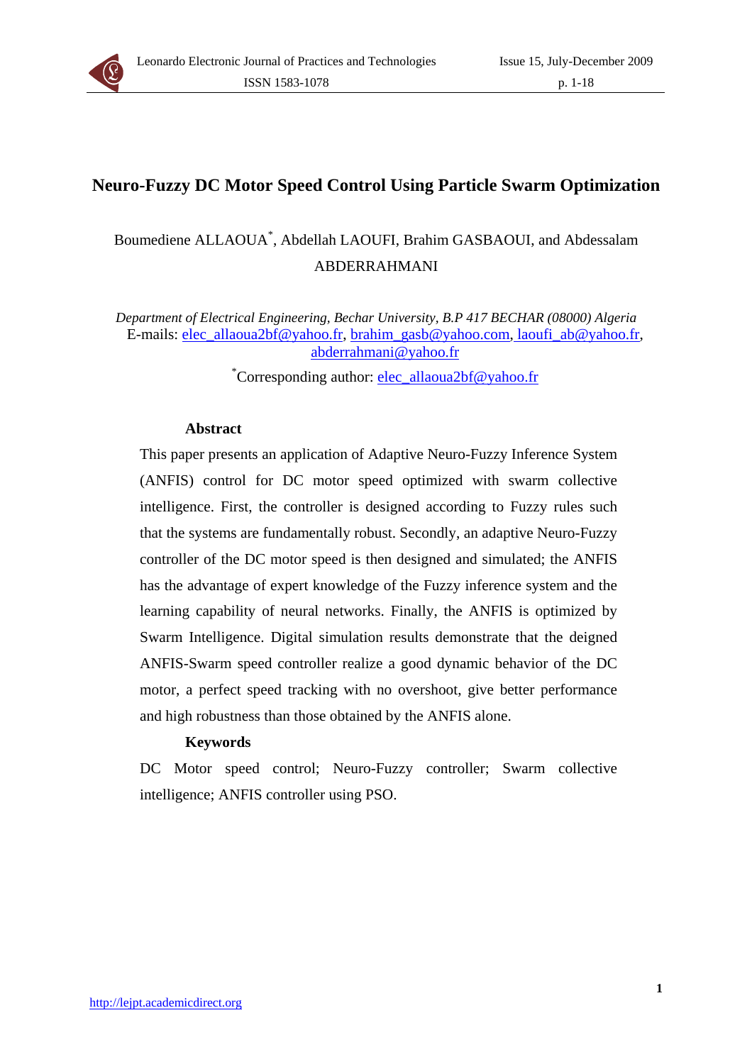# Neuro-Fuzzy DC Motor Speed Control Using Particle Swarm Optimization

Boumediene ALLAOUA[*], Abdellah LAOUFI, Brahim GASBAOUI, and Abdessalam ABDERRAHMANI

*Department of Electrical Engineering, Bechar University, B.P 417 BECHAR (08000) Algeria*
E-mails: elec_allaoua2bf@yahoo.fr, brahim_gasb@yahoo.com, laoufi_ab@yahoo.fr, abderrahmani@yahoo.fr

[*]Corresponding author: elec_allaoua2bf@yahoo.fr

### Abstract

This paper presents an application of Adaptive Neuro-Fuzzy Inference System (ANFIS) control for DC motor speed optimized with swarm collective intelligence. First, the controller is designed according to Fuzzy rules such that the systems are fundamentally robust. Secondly, an adaptive Neuro-Fuzzy controller of the DC motor speed is then designed and simulated; the ANFIS has the advantage of expert knowledge of the Fuzzy inference system and the learning capability of neural networks. Finally, the ANFIS is optimized by Swarm Intelligence. Digital simulation results demonstrate that the deigned ANFIS-Swarm speed controller realize a good dynamic behavior of the DC motor, a perfect speed tracking with no overshoot, give better performance and high robustness than those obtained by the ANFIS alone.

### Keywords

DC Motor speed control; Neuro-Fuzzy controller; Swarm collective intelligence; ANFIS controller using PSO.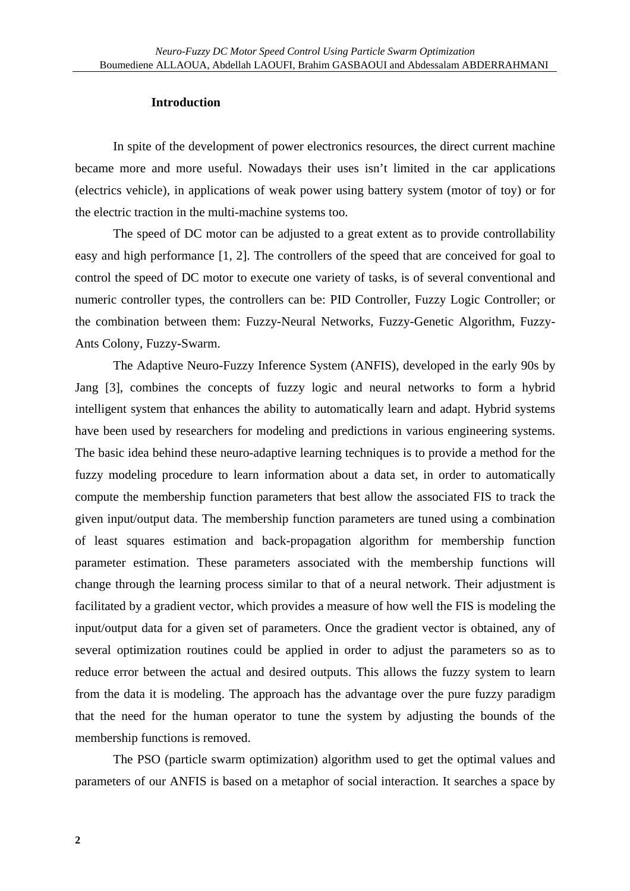## Introduction

In spite of the development of power electronics resources, the direct current machine became more and more useful. Nowadays their uses isn't limited in the car applications (electrics vehicle), in applications of weak power using battery system (motor of toy) or for the electric traction in the multi-machine systems too.

The speed of DC motor can be adjusted to a great extent as to provide controllability easy and high performance [1, 2]. The controllers of the speed that are conceived for goal to control the speed of DC motor to execute one variety of tasks, is of several conventional and numeric controller types, the controllers can be: PID Controller, Fuzzy Logic Controller; or the combination between them: Fuzzy-Neural Networks, Fuzzy-Genetic Algorithm, Fuzzy-Ants Colony, Fuzzy-Swarm.

The Adaptive Neuro-Fuzzy Inference System (ANFIS), developed in the early 90s by Jang [3], combines the concepts of fuzzy logic and neural networks to form a hybrid intelligent system that enhances the ability to automatically learn and adapt. Hybrid systems have been used by researchers for modeling and predictions in various engineering systems. The basic idea behind these neuro-adaptive learning techniques is to provide a method for the fuzzy modeling procedure to learn information about a data set, in order to automatically compute the membership function parameters that best allow the associated FIS to track the given input/output data. The membership function parameters are tuned using a combination of least squares estimation and back-propagation algorithm for membership function parameter estimation. These parameters associated with the membership functions will change through the learning process similar to that of a neural network. Their adjustment is facilitated by a gradient vector, which provides a measure of how well the FIS is modeling the input/output data for a given set of parameters. Once the gradient vector is obtained, any of several optimization routines could be applied in order to adjust the parameters so as to reduce error between the actual and desired outputs. This allows the fuzzy system to learn from the data it is modeling. The approach has the advantage over the pure fuzzy paradigm that the need for the human operator to tune the system by adjusting the bounds of the membership functions is removed.

The PSO (particle swarm optimization) algorithm used to get the optimal values and parameters of our ANFIS is based on a metaphor of social interaction. It searches a space by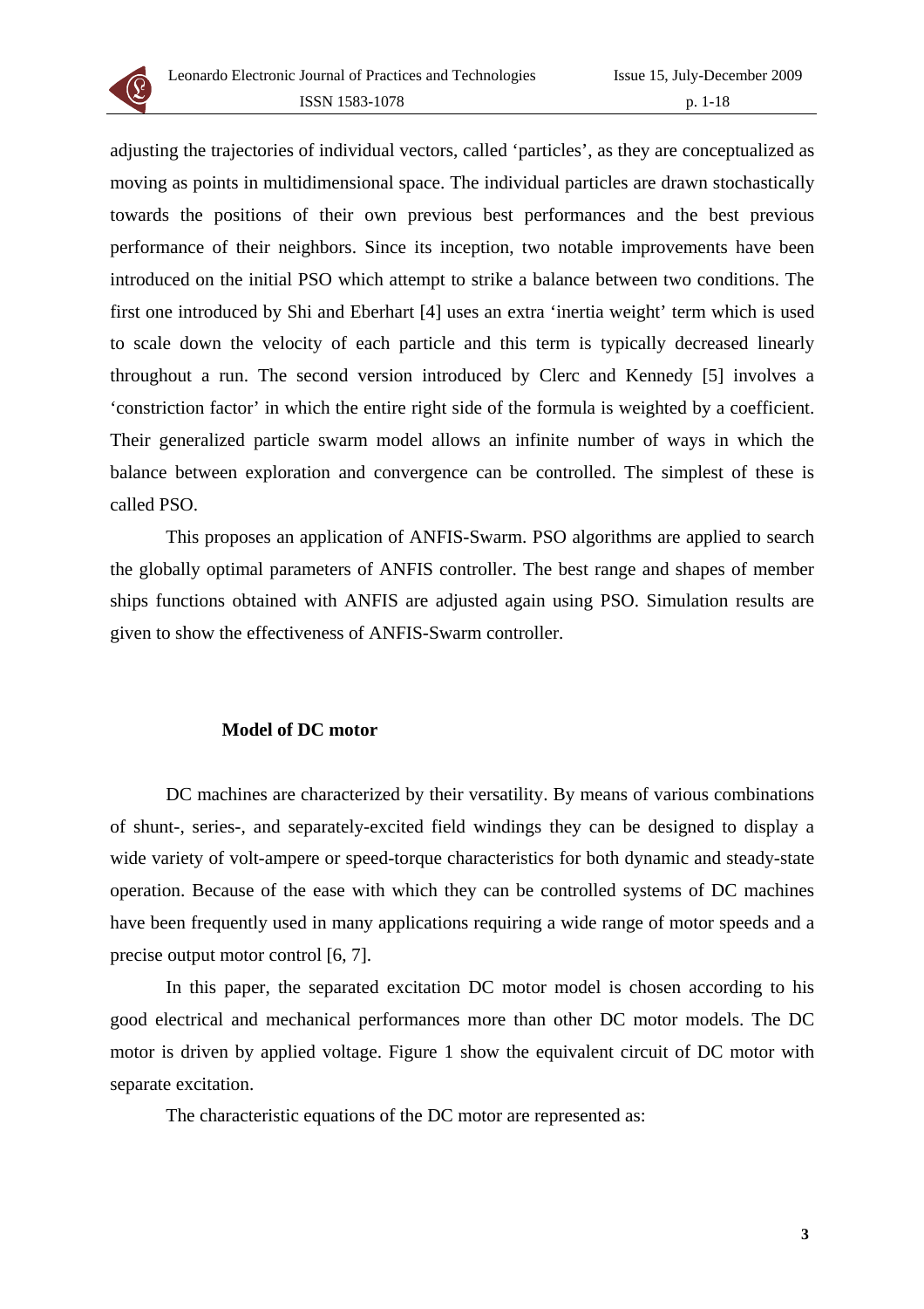adjusting the trajectories of individual vectors, called 'particles', as they are conceptualized as moving as points in multidimensional space. The individual particles are drawn stochastically towards the positions of their own previous best performances and the best previous performance of their neighbors. Since its inception, two notable improvements have been introduced on the initial PSO which attempt to strike a balance between two conditions. The first one introduced by Shi and Eberhart [4] uses an extra 'inertia weight' term which is used to scale down the velocity of each particle and this term is typically decreased linearly throughout a run. The second version introduced by Clerc and Kennedy [5] involves a 'constriction factor' in which the entire right side of the formula is weighted by a coefficient. Their generalized particle swarm model allows an infinite number of ways in which the balance between exploration and convergence can be controlled. The simplest of these is called PSO.

This proposes an application of ANFIS-Swarm. PSO algorithms are applied to search the globally optimal parameters of ANFIS controller. The best range and shapes of member ships functions obtained with ANFIS are adjusted again using PSO. Simulation results are given to show the effectiveness of ANFIS-Swarm controller.

## Model of DC motor

DC machines are characterized by their versatility. By means of various combinations of shunt-, series-, and separately-excited field windings they can be designed to display a wide variety of volt-ampere or speed-torque characteristics for both dynamic and steady-state operation. Because of the ease with which they can be controlled systems of DC machines have been frequently used in many applications requiring a wide range of motor speeds and a precise output motor control [6, 7].

In this paper, the separated excitation DC motor model is chosen according to his good electrical and mechanical performances more than other DC motor models. The DC motor is driven by applied voltage. Figure 1 show the equivalent circuit of DC motor with separate excitation.

The characteristic equations of the DC motor are represented as: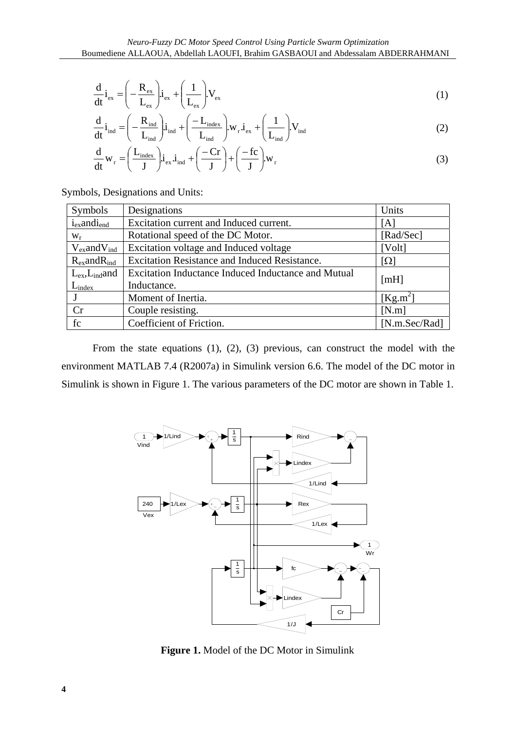$$\frac{d}{dt} i_{ex} = \left(-\frac{R_{ex}}{L_{ex}}\right).i_{ex} + \left(\frac{1}{L_{ex}}\right).V_{ex} \tag{1}$$

$$\frac{d}{dt} i_{ind} = \left(-\frac{R_{ind}}{L_{ind}}\right).i_{ind} + \left(\frac{-L_{index}}{L_{ind}}\right).w_r.i_{ex} + \left(\frac{1}{L_{ind}}\right).V_{ind} \tag{2}$$

$$\frac{d}{dt} w_r = \left(\frac{L_{index}}{J}\right).i_{ex}.i_{ind} + \left(\frac{-Cr}{J}\right) + \left(\frac{-fc}{J}\right).w_r \tag{3}$$

Symbols, Designations and Units:

| Symbols | Designations | Units |
|---|---|---|
| $i_{ex}$and$i_{end}$ | Excitation current and Induced current. | [A] |
| $w_r$ | Rotational speed of the DC Motor. | [Rad/Sec] |
| $V_{ex}$and$V_{ind}$ | Excitation voltage and Induced voltage | [Volt] |
| $R_{ex}$and$R_{ind}$ | Excitation Resistance and Induced Resistance. | [Ω] |
| $L_{ex}$,$L_{ind}$and $L_{index}$ | Excitation Inductance Induced Inductance and Mutual Inductance. | [mH] |
| J | Moment of Inertia. | [Kg.m$^2$] |
| Cr | Couple resisting. | [N.m] |
| fc | Coefficient of Friction. | [N.m.Sec/Rad] |

From the state equations (1), (2), (3) previous, can construct the model with the environment MATLAB 7.4 (R2007a) in Simulink version 6.6. The model of the DC motor in Simulink is shown in Figure 1. The various parameters of the DC motor are shown in Table 1.

**Figure 1.** Model of the DC Motor in Simulink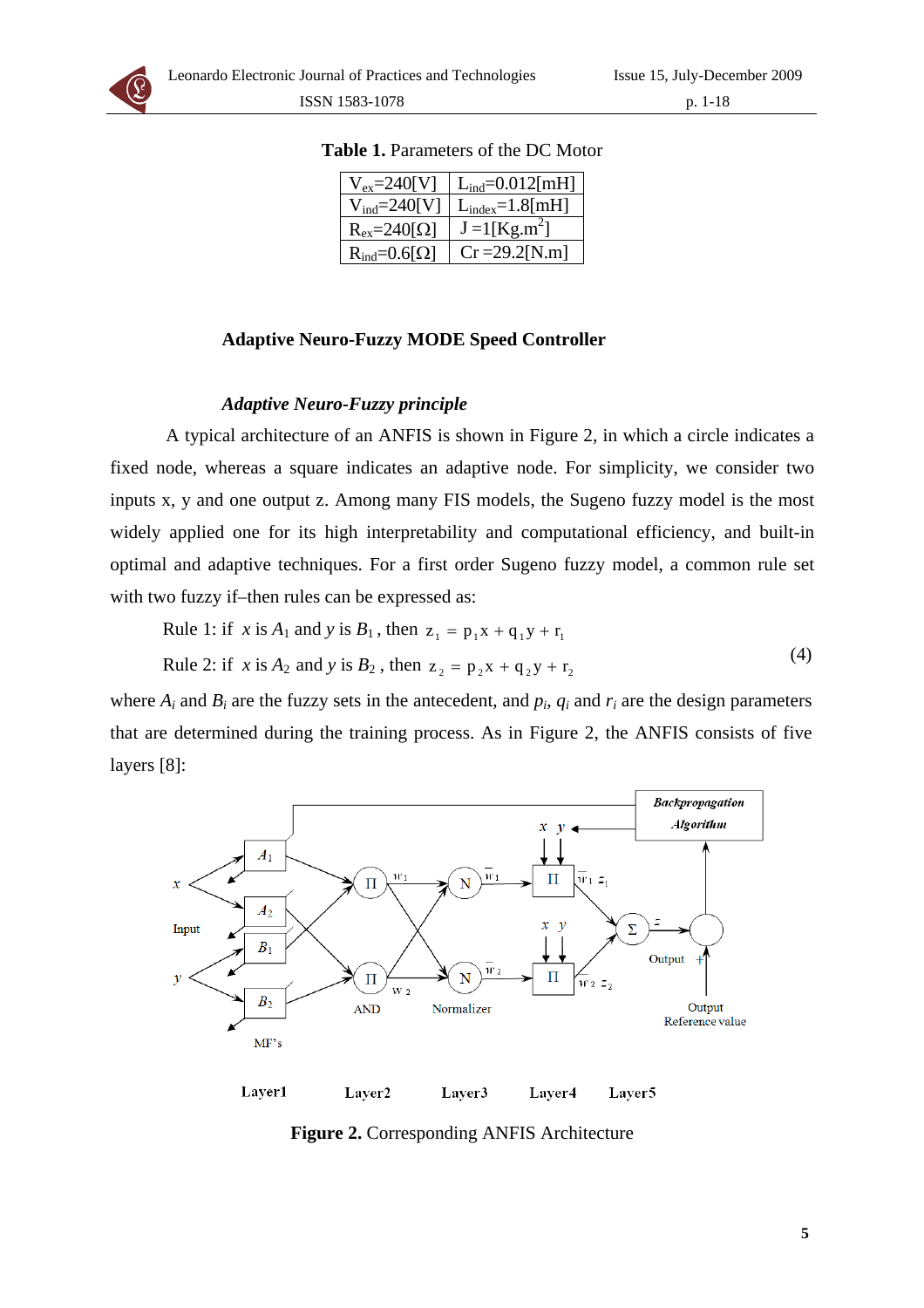**Table 1.** Parameters of the DC Motor

| | |
|---|---|
| $V_{ex}$=240[V] | $L_{ind}$=0.012[mH] |
| $V_{ind}$=240[V] | $L_{index}$=1.8[mH] |
| $R_{ex}$=240[Ω] | J =1[Kg.m$^2$] |
| $R_{ind}$=0.6[Ω] | Cr =29.2[N.m] |

## Adaptive Neuro-Fuzzy MODE Speed Controller

### *Adaptive Neuro-Fuzzy principle*

A typical architecture of an ANFIS is shown in Figure 2, in which a circle indicates a fixed node, whereas a square indicates an adaptive node. For simplicity, we consider two inputs x, y and one output z. Among many FIS models, the Sugeno fuzzy model is the most widely applied one for its high interpretability and computational efficiency, and built-in optimal and adaptive techniques. For a first order Sugeno fuzzy model, a common rule set with two fuzzy if–then rules can be expressed as:

Rule 1: if $x$ is $A_1$ and $y$ is $B_1$, then $z_1 = p_1 x + q_1 y + r_1$

Rule 2: if $x$ is $A_2$ and $y$ is $B_2$, then $z_2 = p_2 x + q_2 y + r_2$ (4)

where $A_i$ and $B_i$ are the fuzzy sets in the antecedent, and $p_i$, $q_i$ and $r_i$ are the design parameters that are determined during the training process. As in Figure 2, the ANFIS consists of five layers [8]:

**Figure 2.** Corresponding ANFIS Architecture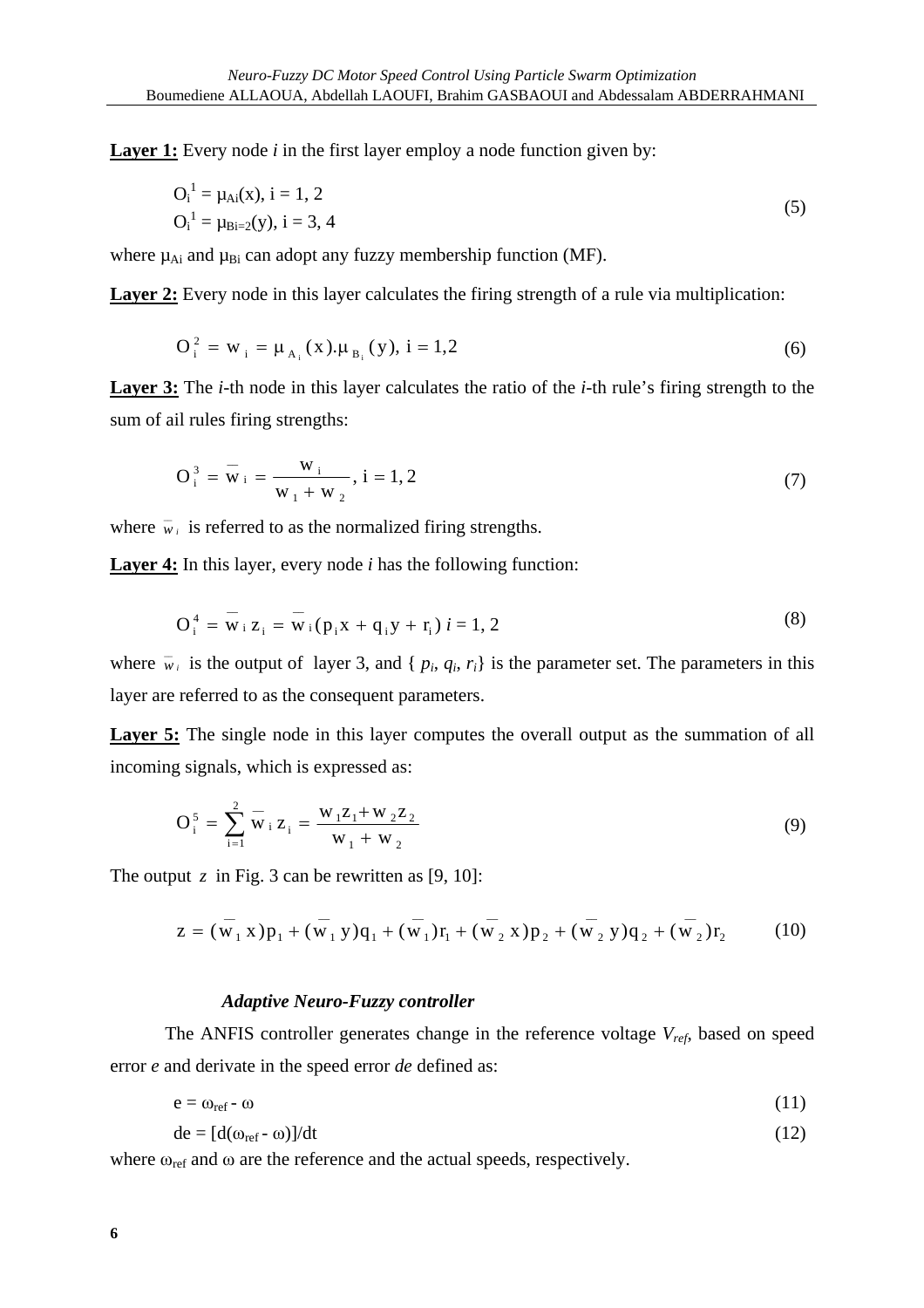**Layer 1:** Every node $i$ in the first layer employ a node function given by:

$$O_i^1 = \mu_{Ai}(x),\ i = 1, 2$$
$$O_i^1 = \mu_{Bi=2}(y),\ i = 3, 4 \tag{5}$$

where $\mu_{Ai}$ and $\mu_{Bi}$ can adopt any fuzzy membership function (MF).

**Layer 2:** Every node in this layer calculates the firing strength of a rule via multiplication:

$$O_i^2 = w_i = \mu_{A_i}(x).\mu_{B_i}(y),\ i = 1,2 \tag{6}$$

**Layer 3:** The *i*-th node in this layer calculates the ratio of the *i*-th rule's firing strength to the sum of ail rules firing strengths:

$$O_i^3 = \overline{w}_i = \frac{w_i}{w_1 + w_2},\ i = 1, 2 \tag{7}$$

where $\overline{w}_i$ is referred to as the normalized firing strengths.

**Layer 4:** In this layer, every node $i$ has the following function:

$$O_i^4 = \overline{w}_i z_i = \overline{w}_i(p_i x + q_i y + r_i)\ i = 1, 2 \tag{8}$$

where $\overline{w}_i$ is the output of layer 3, and $\{p_i, q_i, r_i\}$ is the parameter set. The parameters in this layer are referred to as the consequent parameters.

**Layer 5:** The single node in this layer computes the overall output as the summation of all incoming signals, which is expressed as:

$$O_i^5 = \sum_{i=1}^{2} \overline{w}_i z_i = \frac{w_1 z_1 + w_2 z_2}{w_1 + w_2} \tag{9}$$

The output $z$ in Fig. 3 can be rewritten as [9, 10]:

$$z = (\overline{w}_1 x)p_1 + (\overline{w}_1 y)q_1 + (\overline{w}_1)r_1 + (\overline{w}_2 x)p_2 + (\overline{w}_2 y)q_2 + (\overline{w}_2)r_2 \tag{10}$$

### *Adaptive Neuro-Fuzzy controller*

The ANFIS controller generates change in the reference voltage $V_{ref}$, based on speed error $e$ and derivate in the speed error $de$ defined as:

$$e = \omega_{ref} - \omega \tag{11}$$

$$de = [d(\omega_{ref} - \omega)]/dt \tag{12}$$

where $\omega_{ref}$ and $\omega$ are the reference and the actual speeds, respectively.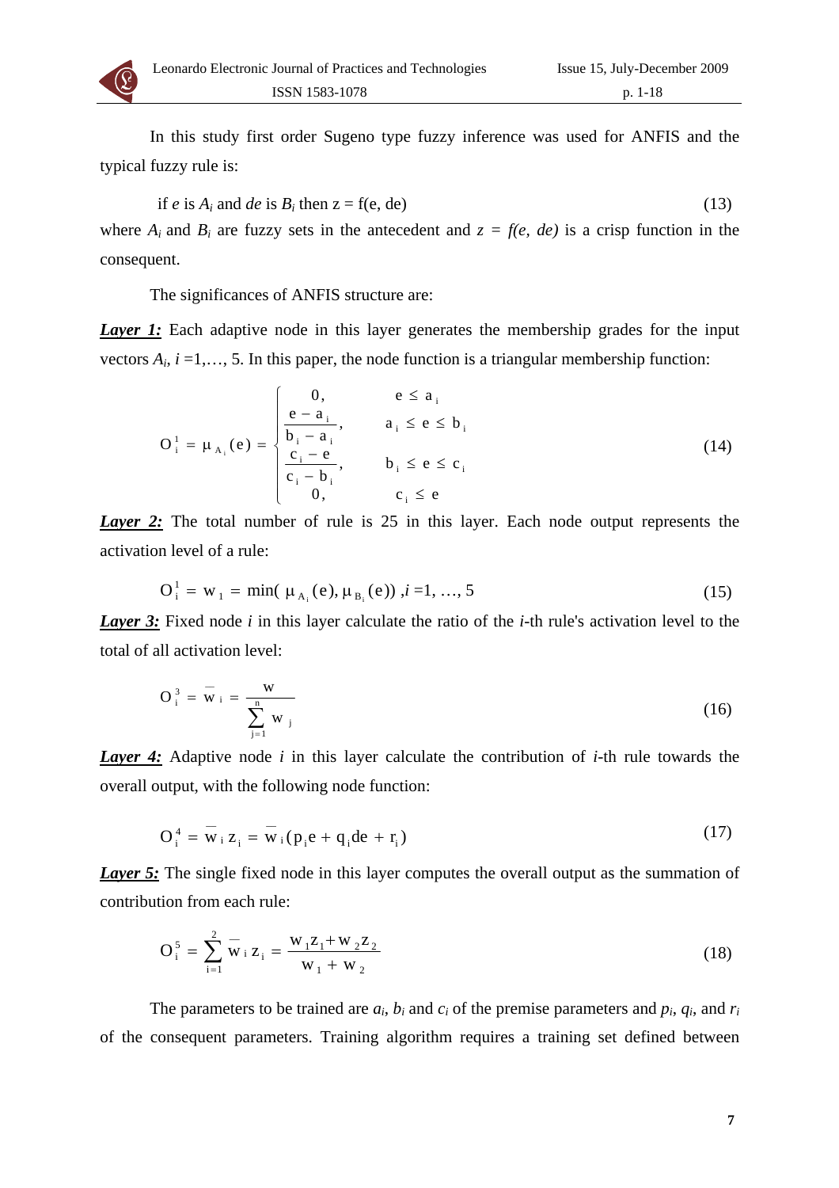In this study first order Sugeno type fuzzy inference was used for ANFIS and the typical fuzzy rule is:

if $e$ is $A_i$ and $de$ is $B_i$ then z = f(e, de) (13)

where $A_i$ and $B_i$ are fuzzy sets in the antecedent and $z = f(e, de)$ is a crisp function in the consequent.

The significances of ANFIS structure are:

***Layer 1:*** Each adaptive node in this layer generates the membership grades for the input vectors $A_i$, $i$ =1,…, 5. In this paper, the node function is a triangular membership function:

$$O_i^1 = \mu_{A_i}(e) = \begin{cases} 0, & e \le a_i \\ \dfrac{e - a_i}{b_i - a_i}, & a_i \le e \le b_i \\ \dfrac{c_i - e}{c_i - b_i}, & b_i \le e \le c_i \\ 0, & c_i \le e \end{cases} \tag{14}$$

***Layer 2:*** The total number of rule is 25 in this layer. Each node output represents the activation level of a rule:

$$O_i^1 = w_1 = \min(\mu_{A_i}(e), \mu_{B_i}(e)) \text{ ,} i = 1, \ldots, 5 \tag{15}$$

***Layer 3:*** Fixed node $i$ in this layer calculate the ratio of the $i$-th rule's activation level to the total of all activation level:

$$O_i^3 = \overline{w}_i = \frac{w}{\sum_{j=1}^{n} w_j} \tag{16}$$

***Layer 4:*** Adaptive node $i$ in this layer calculate the contribution of $i$-th rule towards the overall output, with the following node function:

$$O_i^4 = \overline{w}_i z_i = \overline{w}_i (p_i e + q_i de + r_i) \tag{17}$$

***Layer 5:*** The single fixed node in this layer computes the overall output as the summation of contribution from each rule:

$$O_i^5 = \sum_{i=1}^{2} \overline{w}_i z_i = \frac{w_1 z_1 + w_2 z_2}{w_1 + w_2} \tag{18}$$

The parameters to be trained are $a_i$, $b_i$ and $c_i$ of the premise parameters and $p_i$, $q_i$, and $r_i$ of the consequent parameters. Training algorithm requires a training set defined between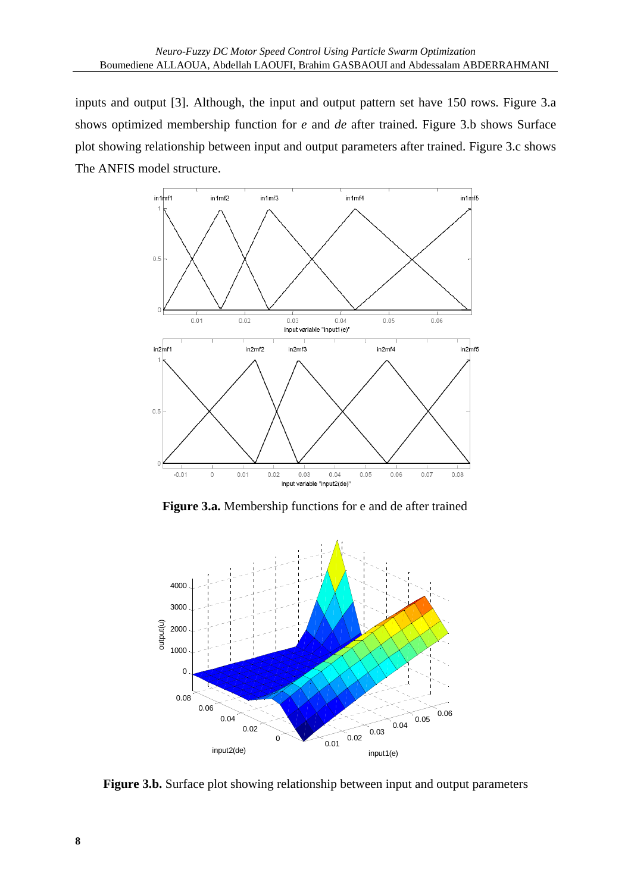inputs and output [3]. Although, the input and output pattern set have 150 rows. Figure 3.a shows optimized membership function for *e* and *de* after trained. Figure 3.b shows Surface plot showing relationship between input and output parameters after trained. Figure 3.c shows The ANFIS model structure.

**Figure 3.a.** Membership functions for e and de after trained

**Figure 3.b.** Surface plot showing relationship between input and output parameters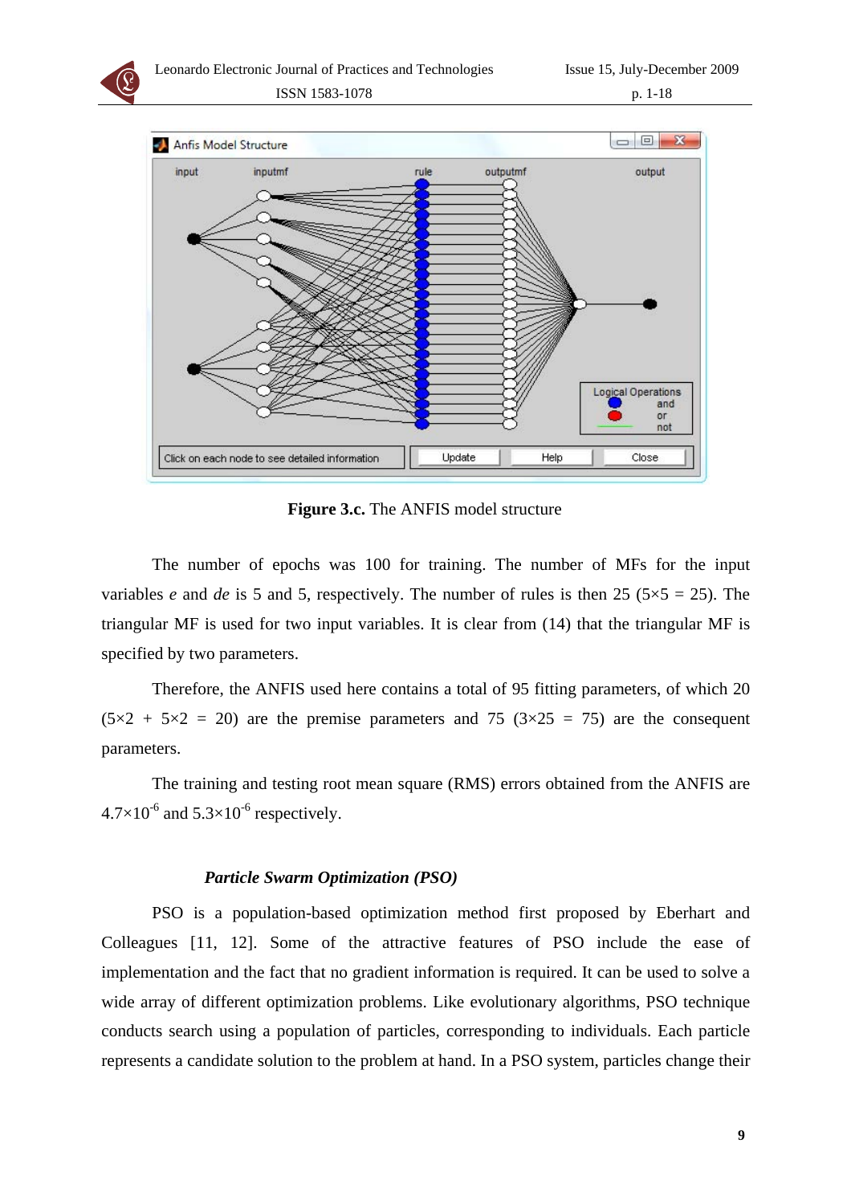**Figure 3.c.** The ANFIS model structure

The number of epochs was 100 for training. The number of MFs for the input variables *e* and *de* is 5 and 5, respectively. The number of rules is then 25 (5×5 = 25). The triangular MF is used for two input variables. It is clear from (14) that the triangular MF is specified by two parameters.

Therefore, the ANFIS used here contains a total of 95 fitting parameters, of which 20 (5×2 + 5×2 = 20) are the premise parameters and 75 (3×25 = 75) are the consequent parameters.

The training and testing root mean square (RMS) errors obtained from the ANFIS are $4.7\times10^{-6}$ and $5.3\times10^{-6}$ respectively.

### *Particle Swarm Optimization (PSO)*

PSO is a population-based optimization method first proposed by Eberhart and Colleagues [11, 12]. Some of the attractive features of PSO include the ease of implementation and the fact that no gradient information is required. It can be used to solve a wide array of different optimization problems. Like evolutionary algorithms, PSO technique conducts search using a population of particles, corresponding to individuals. Each particle represents a candidate solution to the problem at hand. In a PSO system, particles change their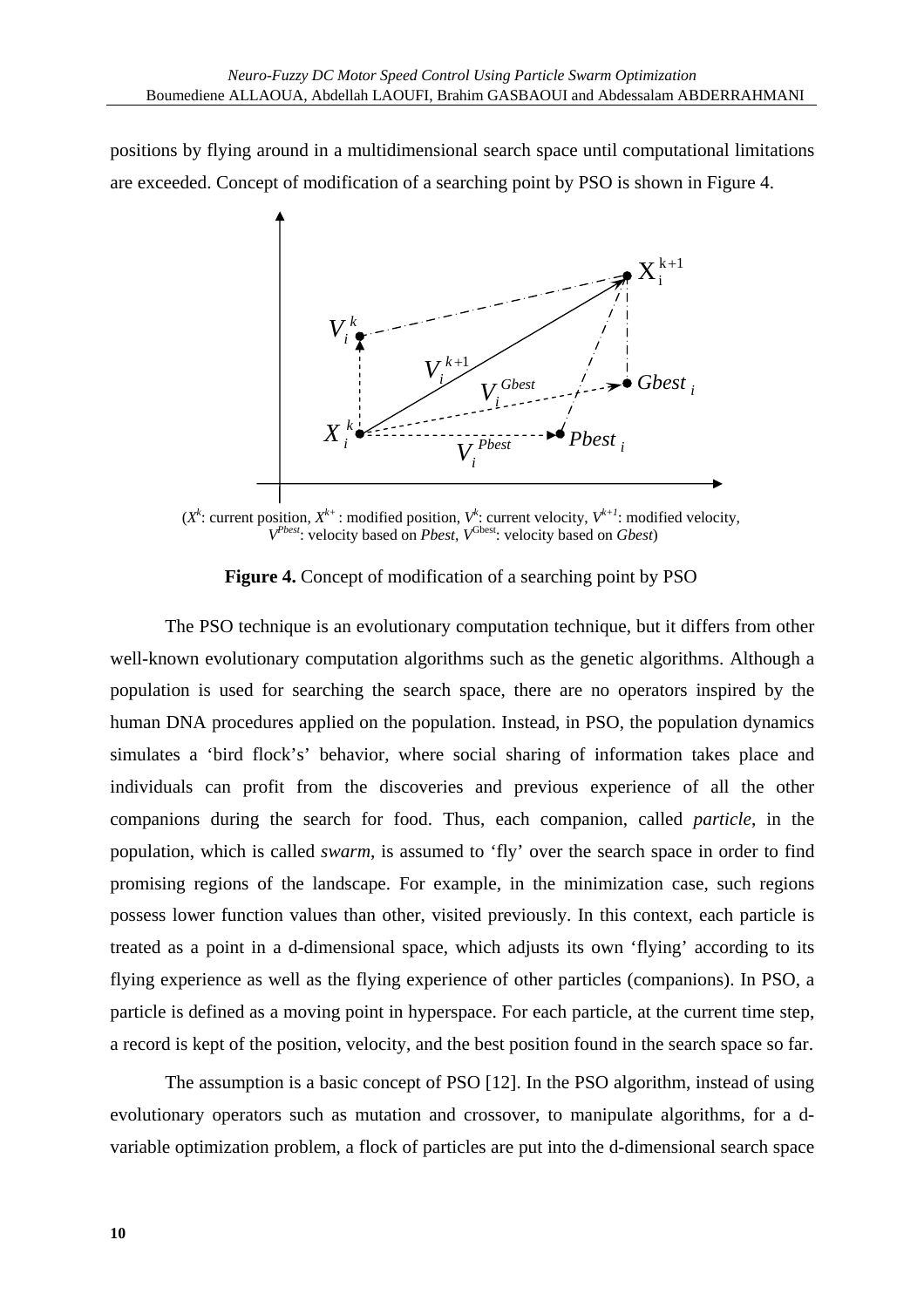positions by flying around in a multidimensional search space until computational limitations are exceeded. Concept of modification of a searching point by PSO is shown in Figure 4.

$X_i^{k+1}$

$V_i^k$

$V_i^{k+1}$

$V_i^{Gbest}$

$Gbest_i$

$X_i^k$

$Pbest_i$

$V_i^{Pbest}$

($X^k$: current position, $X^{k+}$ : modified position, $V^k$: current velocity, $V^{k+1}$: modified velocity, $V^{Pbest}$: velocity based on *Pbest*, $V^{Gbest}$: velocity based on *Gbest*)

**Figure 4.** Concept of modification of a searching point by PSO

The PSO technique is an evolutionary computation technique, but it differs from other well-known evolutionary computation algorithms such as the genetic algorithms. Although a population is used for searching the search space, there are no operators inspired by the human DNA procedures applied on the population. Instead, in PSO, the population dynamics simulates a 'bird flock's' behavior, where social sharing of information takes place and individuals can profit from the discoveries and previous experience of all the other companions during the search for food. Thus, each companion, called *particle*, in the population, which is called *swarm*, is assumed to 'fly' over the search space in order to find promising regions of the landscape. For example, in the minimization case, such regions possess lower function values than other, visited previously. In this context, each particle is treated as a point in a d-dimensional space, which adjusts its own 'flying' according to its flying experience as well as the flying experience of other particles (companions). In PSO, a particle is defined as a moving point in hyperspace. For each particle, at the current time step, a record is kept of the position, velocity, and the best position found in the search space so far.

The assumption is a basic concept of PSO [12]. In the PSO algorithm, instead of using evolutionary operators such as mutation and crossover, to manipulate algorithms, for a d-variable optimization problem, a flock of particles are put into the d-dimensional search space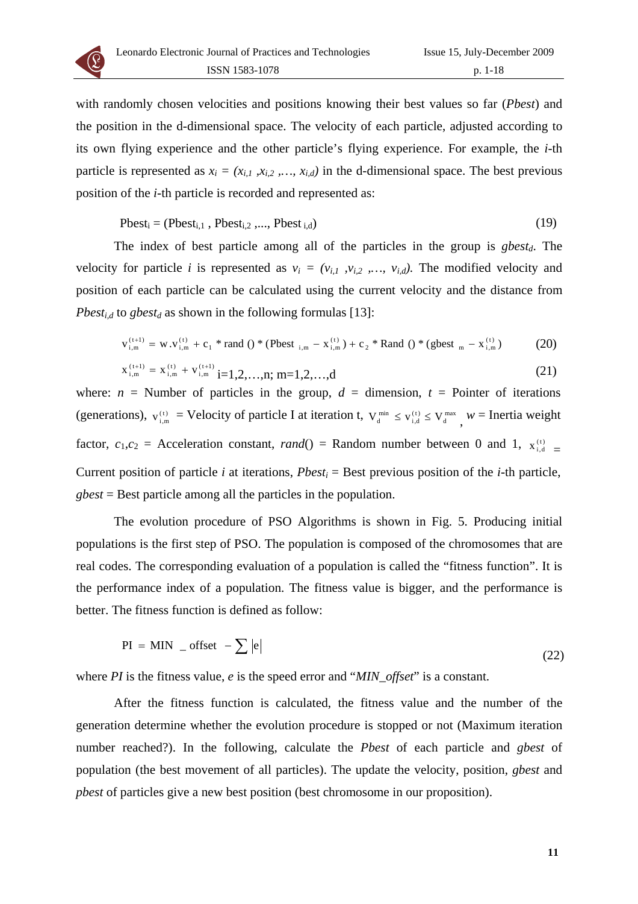with randomly chosen velocities and positions knowing their best values so far (*Pbest*) and the position in the d-dimensional space. The velocity of each particle, adjusted according to its own flying experience and the other particle's flying experience. For example, the *i*-th particle is represented as $x_i = (x_{i,1}, x_{i,2}, \ldots, x_{i,d})$ in the d-dimensional space. The best previous position of the *i*-th particle is recorded and represented as:

$$\text{Pbest}_i = (\text{Pbest}_{i,1}, \text{Pbest}_{i,2}, \ldots, \text{Pbest}_{i,d}) \tag{19}$$

The index of best particle among all of the particles in the group is $gbest_d$. The velocity for particle *i* is represented as $v_i = (v_{i,1}, v_{i,2}, \ldots, v_{i,d})$. The modified velocity and position of each particle can be calculated using the current velocity and the distance from $Pbest_{i,d}$ to $gbest_d$ as shown in the following formulas [13]:

$$v_{i,m}^{(t+1)} = w.v_{i,m}^{(t)} + c_1 * \text{rand}() * (\text{Pbest}_{i,m} - x_{i,m}^{(t)}) + c_2 * \text{Rand}() * (\text{gbest}_m - x_{i,m}^{(t)}) \tag{20}$$

$$x_{i,m}^{(t+1)} = x_{i,m}^{(t)} + v_{i,m}^{(t+1)} \quad i=1,2,\ldots,n;\ m=1,2,\ldots,d \tag{21}$$

where: $n$ = Number of particles in the group, $d$ = dimension, $t$ = Pointer of iterations (generations), $v_{i,m}^{(t)}$ = Velocity of particle I at iteration t, $V_d^{min} \le v_{i,d}^{(t)} \le V_d^{max}$, $w$ = Inertia weight factor, $c_1, c_2$ = Acceleration constant, *rand*() = Random number between 0 and 1, $x_{i,d}^{(t)}$ = Current position of particle *i* at iterations, $Pbest_i$ = Best previous position of the *i*-th particle, *gbest* = Best particle among all the particles in the population.

The evolution procedure of PSO Algorithms is shown in Fig. 5. Producing initial populations is the first step of PSO. The population is composed of the chromosomes that are real codes. The corresponding evaluation of a population is called the "fitness function". It is the performance index of a population. The fitness value is bigger, and the performance is better. The fitness function is defined as follow:

$$PI = MIN\_offset - \sum |e| \tag{22}$$

where *PI* is the fitness value, *e* is the speed error and "*MIN_offset*" is a constant.

After the fitness function is calculated, the fitness value and the number of the generation determine whether the evolution procedure is stopped or not (Maximum iteration number reached?). In the following, calculate the *Pbest* of each particle and *gbest* of population (the best movement of all particles). The update the velocity, position, *gbest* and *pbest* of particles give a new best position (best chromosome in our proposition).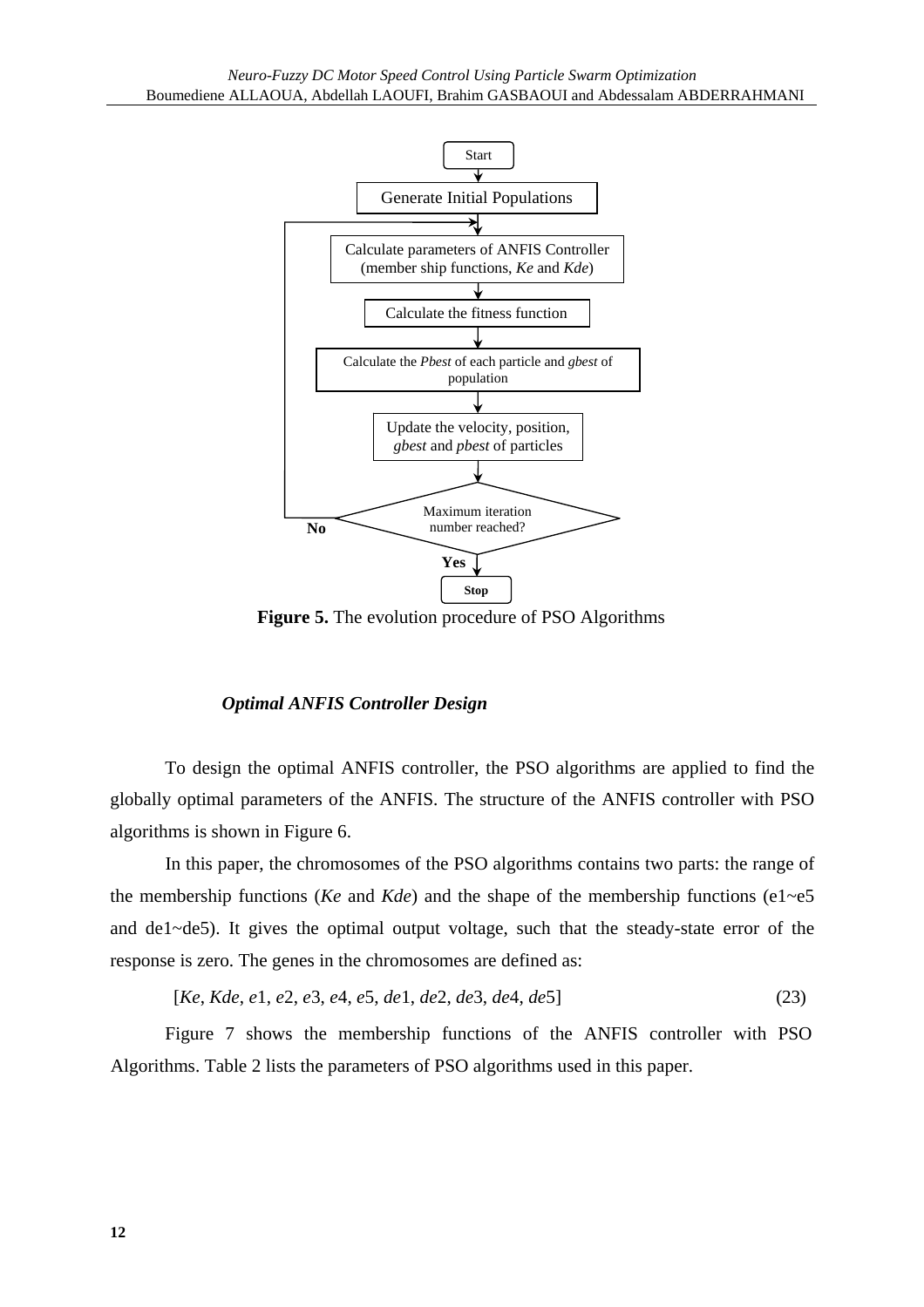Start

Generate Initial Populations

Calculate parameters of ANFIS Controller (member ship functions, *Ke* and *Kde*)

Calculate the fitness function

Calculate the *Pbest* of each particle and *gbest* of population

Update the velocity, position, *gbest* and *pbest* of particles

Maximum iteration number reached?

No

Yes

Stop

**Figure 5.** The evolution procedure of PSO Algorithms

### *Optimal ANFIS Controller Design*

To design the optimal ANFIS controller, the PSO algorithms are applied to find the globally optimal parameters of the ANFIS. The structure of the ANFIS controller with PSO algorithms is shown in Figure 6.

In this paper, the chromosomes of the PSO algorithms contains two parts: the range of the membership functions (*Ke* and *Kde*) and the shape of the membership functions (e1~e5 and de1~de5). It gives the optimal output voltage, such that the steady-state error of the response is zero. The genes in the chromosomes are defined as:

$$[Ke, Kde, e1, e2, e3, e4, e5, de1, de2, de3, de4, de5] \tag{23}$$

Figure 7 shows the membership functions of the ANFIS controller with PSO Algorithms. Table 2 lists the parameters of PSO algorithms used in this paper.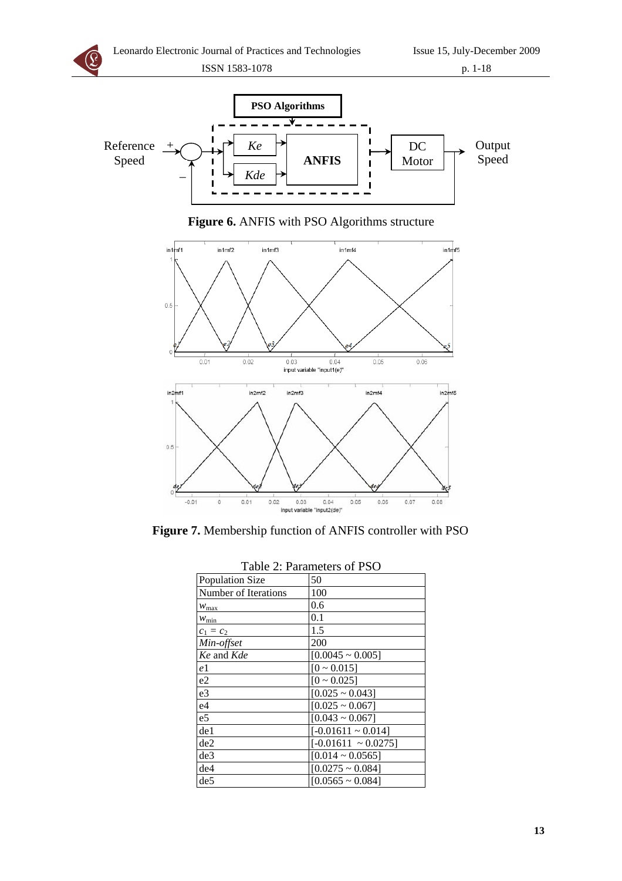**Figure 6.** ANFIS with PSO Algorithms structure

**Figure 7.** Membership function of ANFIS controller with PSO

Table 2: Parameters of PSO

| | |
|---|---|
| Population Size | 50 |
| Number of Iterations | 100 |
| $w_{max}$ | 0.6 |
| $w_{min}$ | 0.1 |
| $c_1 = c_2$ | 1.5 |
| *Min-offset* | 200 |
| *Ke* and *Kde* | [0.0045 ~ 0.005] |
| e1 | [0 ~ 0.015] |
| e2 | [0 ~ 0.025] |
| e3 | [0.025 ~ 0.043] |
| e4 | [0.025 ~ 0.067] |
| e5 | [0.043 ~ 0.067] |
| de1 | [-0.01611 ~ 0.014] |
| de2 | [-0.01611 ~ 0.0275] |
| de3 | [0.014 ~ 0.0565] |
| de4 | [0.0275 ~ 0.084] |
| de5 | [0.0565 ~ 0.084] |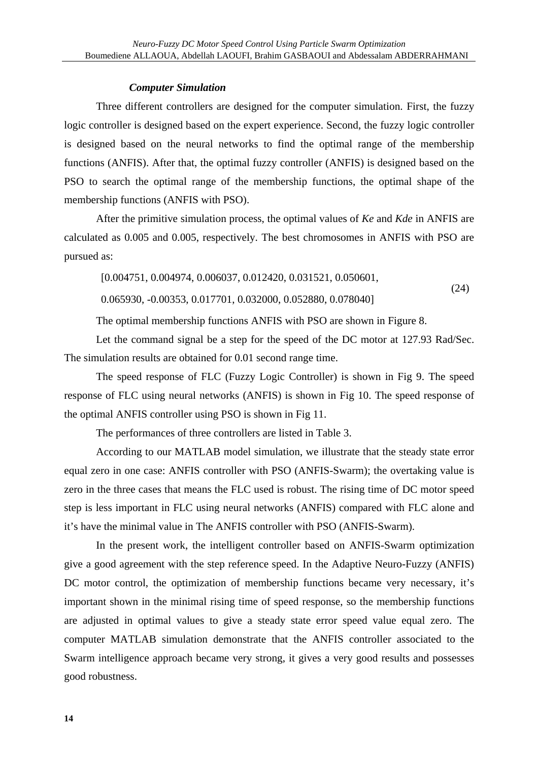### *Computer Simulation*

Three different controllers are designed for the computer simulation. First, the fuzzy logic controller is designed based on the expert experience. Second, the fuzzy logic controller is designed based on the neural networks to find the optimal range of the membership functions (ANFIS). After that, the optimal fuzzy controller (ANFIS) is designed based on the PSO to search the optimal range of the membership functions, the optimal shape of the membership functions (ANFIS with PSO).

After the primitive simulation process, the optimal values of *Ke* and *Kde* in ANFIS are calculated as 0.005 and 0.005, respectively. The best chromosomes in ANFIS with PSO are pursued as:

$$\begin{aligned}&[0.004751,\ 0.004974,\ 0.006037,\ 0.012420,\ 0.031521,\ 0.050601,\\&0.065930,\ -0.00353,\ 0.017701,\ 0.032000,\ 0.052880,\ 0.078040]\end{aligned} \tag{24}$$

The optimal membership functions ANFIS with PSO are shown in Figure 8.

Let the command signal be a step for the speed of the DC motor at 127.93 Rad/Sec. The simulation results are obtained for 0.01 second range time.

The speed response of FLC (Fuzzy Logic Controller) is shown in Fig 9. The speed response of FLC using neural networks (ANFIS) is shown in Fig 10. The speed response of the optimal ANFIS controller using PSO is shown in Fig 11.

The performances of three controllers are listed in Table 3.

According to our MATLAB model simulation, we illustrate that the steady state error equal zero in one case: ANFIS controller with PSO (ANFIS-Swarm); the overtaking value is zero in the three cases that means the FLC used is robust. The rising time of DC motor speed step is less important in FLC using neural networks (ANFIS) compared with FLC alone and it's have the minimal value in The ANFIS controller with PSO (ANFIS-Swarm).

In the present work, the intelligent controller based on ANFIS-Swarm optimization give a good agreement with the step reference speed. In the Adaptive Neuro-Fuzzy (ANFIS) DC motor control, the optimization of membership functions became very necessary, it's important shown in the minimal rising time of speed response, so the membership functions are adjusted in optimal values to give a steady state error speed value equal zero. The computer MATLAB simulation demonstrate that the ANFIS controller associated to the Swarm intelligence approach became very strong, it gives a very good results and possesses good robustness.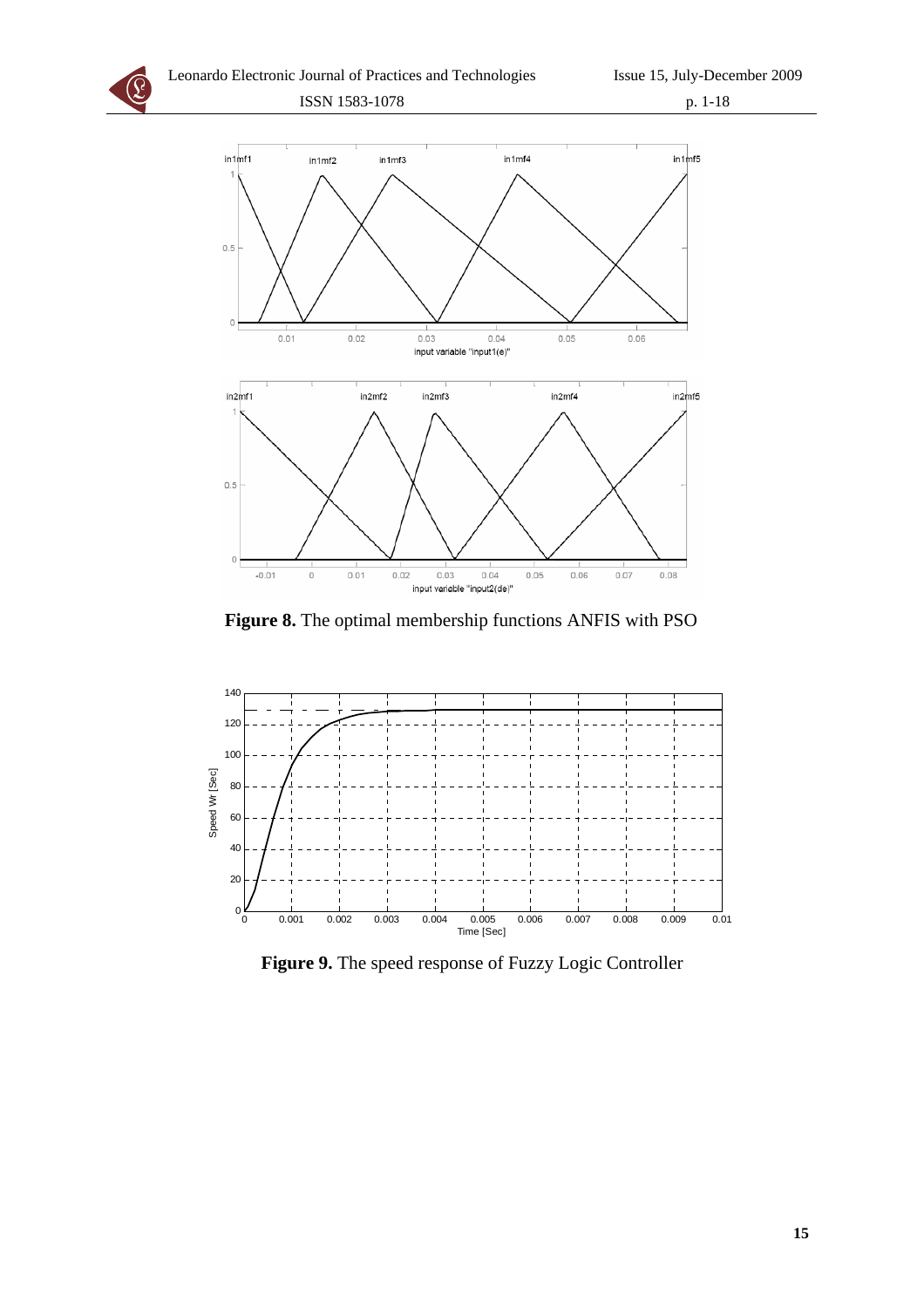**Figure 8.** The optimal membership functions ANFIS with PSO

**Figure 9.** The speed response of Fuzzy Logic Controller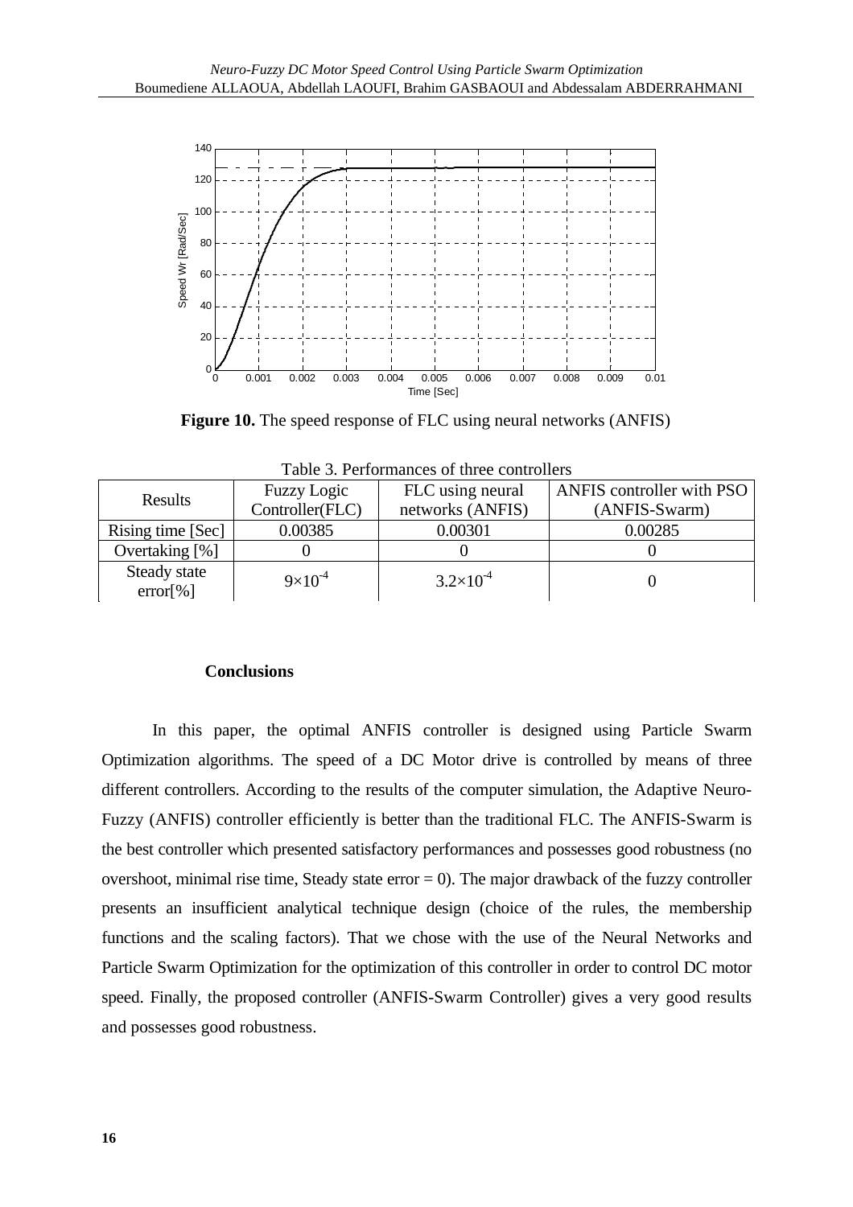**Figure 10.** The speed response of FLC using neural networks (ANFIS)

Table 3. Performances of three controllers

| Results | Fuzzy Logic Controller(FLC) | FLC using neural networks (ANFIS) | ANFIS controller with PSO (ANFIS-Swarm) |
|---|---|---|---|
| Rising time [Sec] | 0.00385 | 0.00301 | 0.00285 |
| Overtaking [%] | 0 | 0 | 0 |
| Steady state error[%] | $9 \times 10^{-4}$ | $3.2 \times 10^{-4}$ | 0 |

## Conclusions

In this paper, the optimal ANFIS controller is designed using Particle Swarm Optimization algorithms. The speed of a DC Motor drive is controlled by means of three different controllers. According to the results of the computer simulation, the Adaptive Neuro-Fuzzy (ANFIS) controller efficiently is better than the traditional FLC. The ANFIS-Swarm is the best controller which presented satisfactory performances and possesses good robustness (no overshoot, minimal rise time, Steady state error = 0). The major drawback of the fuzzy controller presents an insufficient analytical technique design (choice of the rules, the membership functions and the scaling factors). That we chose with the use of the Neural Networks and Particle Swarm Optimization for the optimization of this controller in order to control DC motor speed. Finally, the proposed controller (ANFIS-Swarm Controller) gives a very good results and possesses good robustness.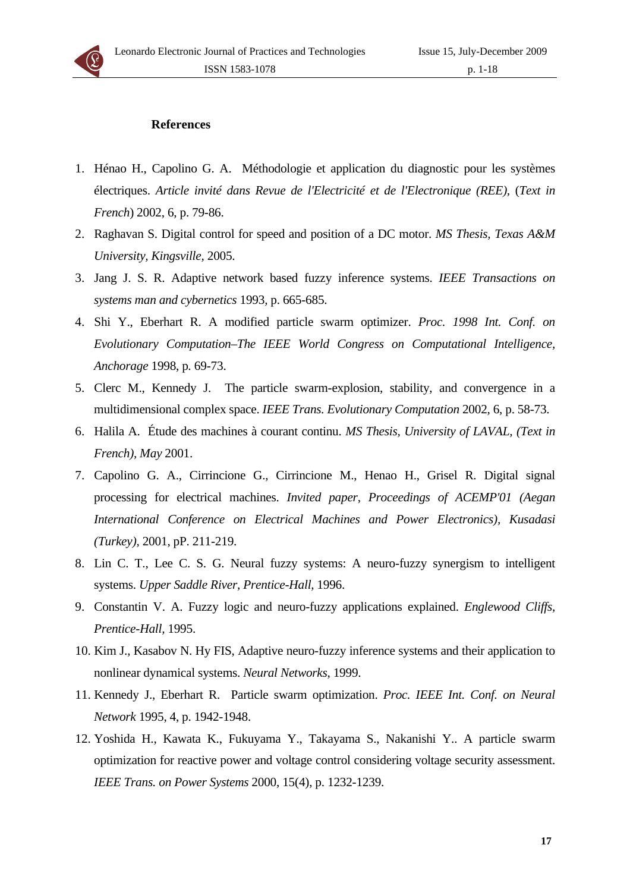**References**

1. Hénao H., Capolino G. A. Méthodologie et application du diagnostic pour les systèmes électriques. *Article invité dans Revue de l'Electricité et de l'Electronique (REE),* (*Text in French*) 2002, 6, p. 79-86.
2. Raghavan S. Digital control for speed and position of a DC motor. *MS Thesis, Texas A&M University, Kingsville,* 2005.
3. Jang J. S. R. Adaptive network based fuzzy inference systems. *IEEE Transactions on systems man and cybernetics* 1993, p. 665-685.
4. Shi Y., Eberhart R. A modified particle swarm optimizer. *Proc. 1998 Int. Conf. on Evolutionary Computation–The IEEE World Congress on Computational Intelligence, Anchorage* 1998, p. 69-73.
5. Clerc M., Kennedy J. The particle swarm-explosion, stability, and convergence in a multidimensional complex space. *IEEE Trans. Evolutionary Computation* 2002, 6, p. 58-73.
6. Halila A. Étude des machines à courant continu. *MS Thesis, University of LAVAL, (Text in French), May* 2001.
7. Capolino G. A., Cirrincione G., Cirrincione M., Henao H., Grisel R. Digital signal processing for electrical machines. *Invited paper, Proceedings of ACEMP'01 (Aegan International Conference on Electrical Machines and Power Electronics), Kusadasi (Turkey),* 2001, pP. 211-219.
8. Lin C. T., Lee C. S. G. Neural fuzzy systems: A neuro-fuzzy synergism to intelligent systems. *Upper Saddle River, Prentice-Hall,* 1996.
9. Constantin V. A. Fuzzy logic and neuro-fuzzy applications explained. *Englewood Cliffs, Prentice-Hall,* 1995.
10. Kim J., Kasabov N. Hy FIS, Adaptive neuro-fuzzy inference systems and their application to nonlinear dynamical systems. *Neural Networks*, 1999.
11. Kennedy J., Eberhart R. Particle swarm optimization. *Proc. IEEE Int. Conf. on Neural Network* 1995, 4, p. 1942-1948.
12. Yoshida H., Kawata K., Fukuyama Y., Takayama S., Nakanishi Y.. A particle swarm optimization for reactive power and voltage control considering voltage security assessment. *IEEE Trans. on Power Systems* 2000, 15(4), p. 1232-1239.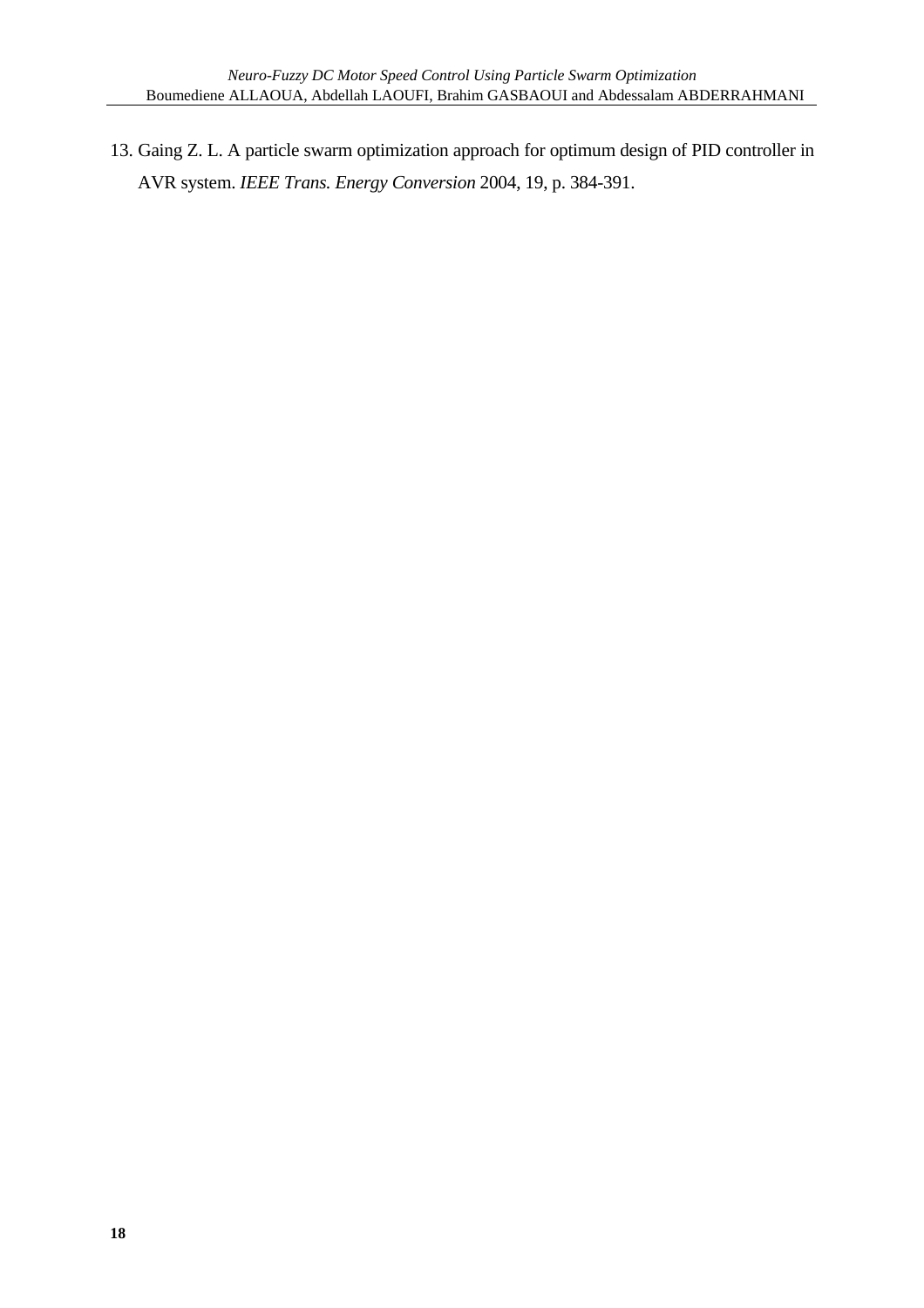13. Gaing Z. L. A particle swarm optimization approach for optimum design of PID controller in AVR system. *IEEE Trans. Energy Conversion* 2004, 19, p. 384-391.